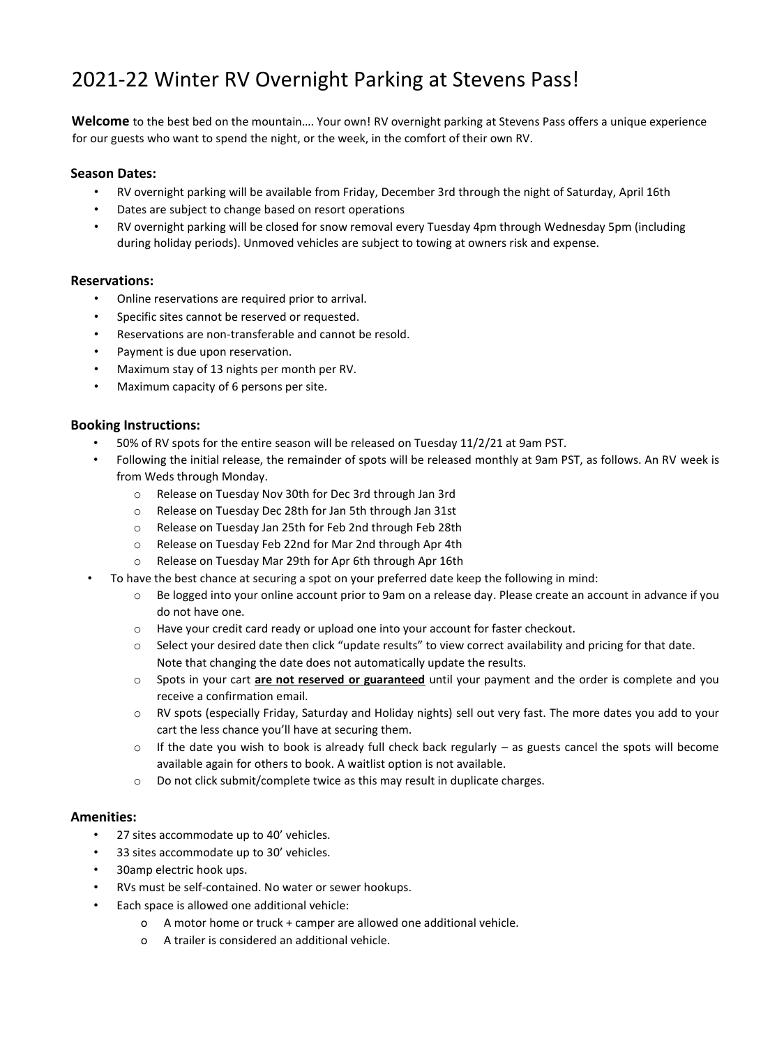# 2021-22 Winter RV Overnight Parking at Stevens Pass!

**Welcome** to the best bed on the mountain…. Your own! RV overnight parking at Stevens Pass offers a unique experience for our guests who want to spend the night, or the week, in the comfort of their own RV.

### Season Dates:

- RV overnight parking will be available from Friday, December 3rd through the night of Saturday, April 16th
- Dates are subject to change based on resort operations
- RV overnight parking will be closed for snow removal every Tuesday 4pm through Wednesday 5pm (including during holiday periods). Unmoved vehicles are subject to towing at owners risk and expense.

### Reservations:

- Online reservations are required prior to arrival.
- Specific sites cannot be reserved or requested.
- Reservations are non-transferable and cannot be resold.
- Payment is due upon reservation.
- Maximum stay of 13 nights per month per RV.
- Maximum capacity of 6 persons per site.

### Booking Instructions:

- 50% of RV spots for the entire season will be released on Tuesday 11/2/21 at 9am PST.
- Following the initial release, the remainder of spots will be released monthly at 9am PST, as follows. An RV week is from Weds through Monday.
  - Release on Tuesday Nov 30th for Dec 3rd through Jan 3rd
  - Release on Tuesday Dec 28th for Jan 5th through Jan 31st
  - Release on Tuesday Jan 25th for Feb 2nd through Feb 28th
  - Release on Tuesday Feb 22nd for Mar 2nd through Apr 4th
  - Release on Tuesday Mar 29th for Apr 6th through Apr 16th
- To have the best chance at securing a spot on your preferred date keep the following in mind:
  - Be logged into your online account prior to 9am on a release day. Please create an account in advance if you do not have one.
  - Have your credit card ready or upload one into your account for faster checkout.
  - Select your desired date then click "update results" to view correct availability and pricing for that date. Note that changing the date does not automatically update the results.
  - Spots in your cart **<u>are not reserved or guaranteed</u>** until your payment and the order is complete and you receive a confirmation email.
  - RV spots (especially Friday, Saturday and Holiday nights) sell out very fast. The more dates you add to your cart the less chance you'll have at securing them.
  - If the date you wish to book is already full check back regularly – as guests cancel the spots will become available again for others to book. A waitlist option is not available.
  - Do not click submit/complete twice as this may result in duplicate charges.

### Amenities:

- 27 sites accommodate up to 40' vehicles.
- 33 sites accommodate up to 30' vehicles.
- 30amp electric hook ups.
- RVs must be self-contained. No water or sewer hookups.
- Each space is allowed one additional vehicle:
  - A motor home or truck + camper are allowed one additional vehicle.
  - A trailer is considered an additional vehicle.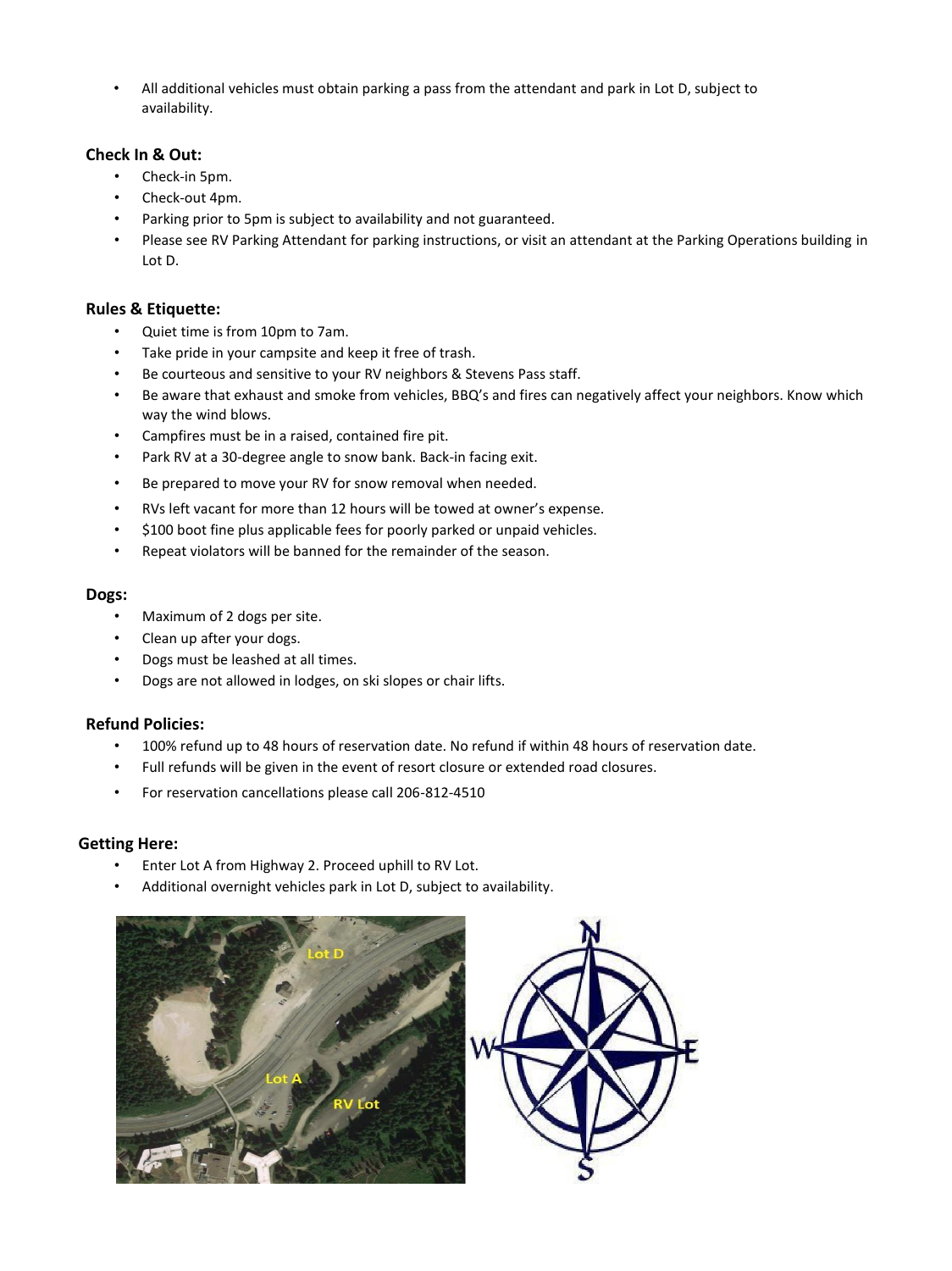- All additional vehicles must obtain parking a pass from the attendant and park in Lot D, subject to availability.

### Check In & Out:

- Check-in 5pm.
- Check-out 4pm.
- Parking prior to 5pm is subject to availability and not guaranteed.
- Please see RV Parking Attendant for parking instructions, or visit an attendant at the Parking Operations building in Lot D.

### Rules & Etiquette:

- Quiet time is from 10pm to 7am.
- Take pride in your campsite and keep it free of trash.
- Be courteous and sensitive to your RV neighbors & Stevens Pass staff.
- Be aware that exhaust and smoke from vehicles, BBQ's and fires can negatively affect your neighbors. Know which way the wind blows.
- Campfires must be in a raised, contained fire pit.
- Park RV at a 30-degree angle to snow bank. Back-in facing exit.
- Be prepared to move your RV for snow removal when needed.
- RVs left vacant for more than 12 hours will be towed at owner's expense.
- $100 boot fine plus applicable fees for poorly parked or unpaid vehicles.
- Repeat violators will be banned for the remainder of the season.

### Dogs:

- Maximum of 2 dogs per site.
- Clean up after your dogs.
- Dogs must be leashed at all times.
- Dogs are not allowed in lodges, on ski slopes or chair lifts.

### Refund Policies:

- 100% refund up to 48 hours of reservation date. No refund if within 48 hours of reservation date.
- Full refunds will be given in the event of resort closure or extended road closures.
- For reservation cancellations please call 206-812-4510

### Getting Here:

- Enter Lot A from Highway 2. Proceed uphill to RV Lot.
- Additional overnight vehicles park in Lot D, subject to availability.

Lot D
Lot A
RV Lot

N
E
S
W